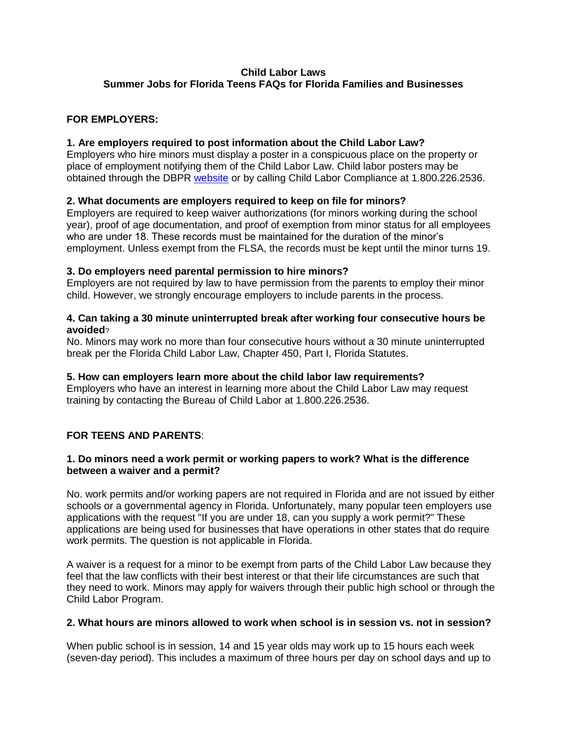# Child Labor Laws
## Summer Jobs for Florida Teens FAQs for Florida Families and Businesses

### FOR EMPLOYERS:

**1. Are employers required to post information about the Child Labor Law?**
Employers who hire minors must display a poster in a conspicuous place on the property or place of employment notifying them of the Child Labor Law. Child labor posters may be obtained through the DBPR website or by calling Child Labor Compliance at 1.800.226.2536.

**2. What documents are employers required to keep on file for minors?**
Employers are required to keep waiver authorizations (for minors working during the school year), proof of age documentation, and proof of exemption from minor status for all employees who are under 18. These records must be maintained for the duration of the minor's employment. Unless exempt from the FLSA, the records must be kept until the minor turns 19.

**3. Do employers need parental permission to hire minors?**
Employers are not required by law to have permission from the parents to employ their minor child. However, we strongly encourage employers to include parents in the process.

**4. Can taking a 30 minute uninterrupted break after working four consecutive hours be avoided?**
No. Minors may work no more than four consecutive hours without a 30 minute uninterrupted break per the Florida Child Labor Law, Chapter 450, Part I, Florida Statutes.

**5. How can employers learn more about the child labor law requirements?**
Employers who have an interest in learning more about the Child Labor Law may request training by contacting the Bureau of Child Labor at 1.800.226.2536.

### FOR TEENS AND PARENTS:

**1. Do minors need a work permit or working papers to work? What is the difference between a waiver and a permit?**

No. work permits and/or working papers are not required in Florida and are not issued by either schools or a governmental agency in Florida. Unfortunately, many popular teen employers use applications with the request "If you are under 18, can you supply a work permit?" These applications are being used for businesses that have operations in other states that do require work permits. The question is not applicable in Florida.

A waiver is a request for a minor to be exempt from parts of the Child Labor Law because they feel that the law conflicts with their best interest or that their life circumstances are such that they need to work. Minors may apply for waivers through their public high school or through the Child Labor Program.

**2. What hours are minors allowed to work when school is in session vs. not in session?**

When public school is in session, 14 and 15 year olds may work up to 15 hours each week (seven-day period). This includes a maximum of three hours per day on school days and up to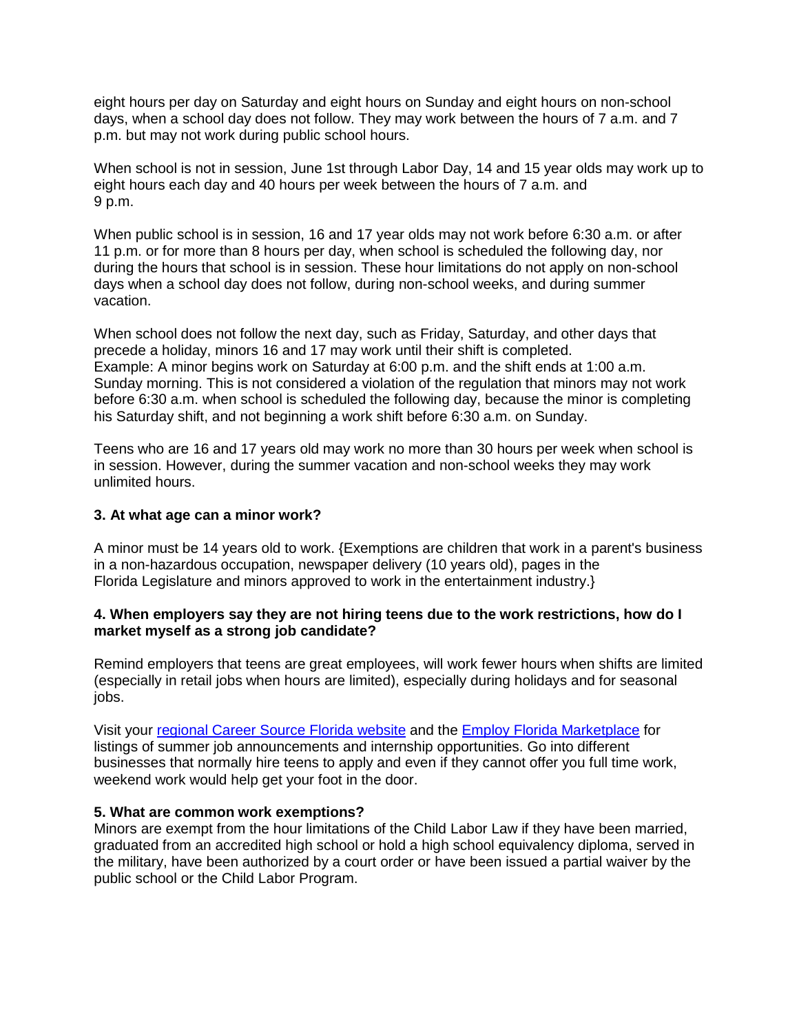eight hours per day on Saturday and eight hours on Sunday and eight hours on non-school days, when a school day does not follow. They may work between the hours of 7 a.m. and 7 p.m. but may not work during public school hours.

When school is not in session, June 1st through Labor Day, 14 and 15 year olds may work up to eight hours each day and 40 hours per week between the hours of 7 a.m. and 9 p.m.

When public school is in session, 16 and 17 year olds may not work before 6:30 a.m. or after 11 p.m. or for more than 8 hours per day, when school is scheduled the following day, nor during the hours that school is in session. These hour limitations do not apply on non-school days when a school day does not follow, during non-school weeks, and during summer vacation.

When school does not follow the next day, such as Friday, Saturday, and other days that precede a holiday, minors 16 and 17 may work until their shift is completed.
Example: A minor begins work on Saturday at 6:00 p.m. and the shift ends at 1:00 a.m. Sunday morning. This is not considered a violation of the regulation that minors may not work before 6:30 a.m. when school is scheduled the following day, because the minor is completing his Saturday shift, and not beginning a work shift before 6:30 a.m. on Sunday.

Teens who are 16 and 17 years old may work no more than 30 hours per week when school is in session. However, during the summer vacation and non-school weeks they may work unlimited hours.

**3. At what age can a minor work?**

A minor must be 14 years old to work. {Exemptions are children that work in a parent's business in a non-hazardous occupation, newspaper delivery (10 years old), pages in the Florida Legislature and minors approved to work in the entertainment industry.}

**4. When employers say they are not hiring teens due to the work restrictions, how do I market myself as a strong job candidate?**

Remind employers that teens are great employees, will work fewer hours when shifts are limited (especially in retail jobs when hours are limited), especially during holidays and for seasonal jobs.

Visit your regional Career Source Florida website and the Employ Florida Marketplace for listings of summer job announcements and internship opportunities. Go into different businesses that normally hire teens to apply and even if they cannot offer you full time work, weekend work would help get your foot in the door.

**5. What are common work exemptions?**

Minors are exempt from the hour limitations of the Child Labor Law if they have been married, graduated from an accredited high school or hold a high school equivalency diploma, served in the military, have been authorized by a court order or have been issued a partial waiver by the public school or the Child Labor Program.